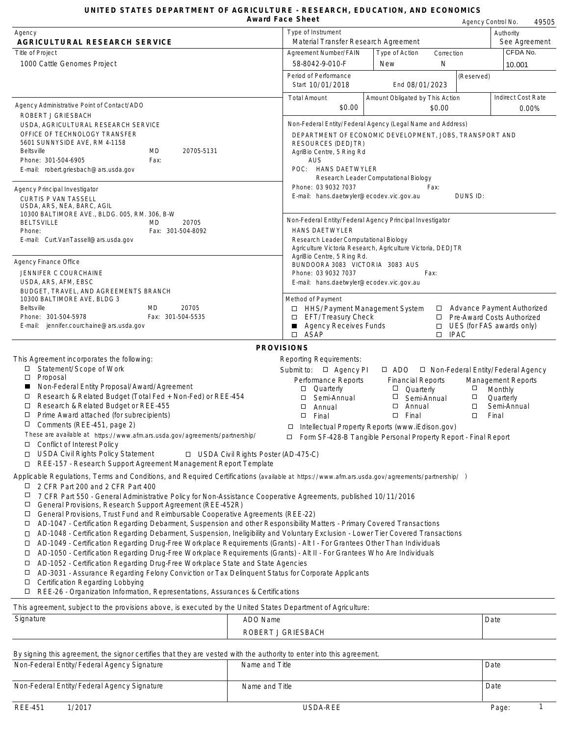# UNITED STATES DEPARTMENT OF AGRICULTURE - RESEARCH, EDUCATION, AND ECONOMICS

## Award Face Sheet

Agency Control No. 49505

| Agency | Type of Instrument | Authority |
|---|---|---|
| **AGRICULTURAL RESEARCH SERVICE** | Material Transfer Research Agreement | See Agreement |

| Title of Project | Agreement Number/FAIN | Type of Action | Correction | CFDA No. |
|---|---|---|---|---|
| 1000 Cattle Genomes Project | 58-8042-9-010-F | New | N | 10.001 |

| Period of Performance | | (Reserved) |
|---|---|---|
| Start 10/01/2018 | End 08/01/2023 | |

| Total Amount | Amount Obligated by This Action | Indirect Cost Rate |
|---|---|---|
| $0.00 | $0.00 | 0.00% |

**Agency Administrative Point of Contact/ADO**

ROBERT J GRIESBACH
USDA, AGRICULTURAL RESEARCH SERVICE
OFFICE OF TECHNOLOGY TRANSFER
5601 SUNNYSIDE AVE, RM 4-1158
Beltsville MD 20705-5131
Phone: 301-504-6905 Fax:
E-mail: robert.griesbach@ars.usda.gov

**Non-Federal Entity/Federal Agency (Legal Name and Address)**

DEPARTMENT OF ECONOMIC DEVELOPMENT, JOBS, TRANSPORT AND RESOURCES (DEDJTR)
AgriBio Centre, 5 Ring Rd
AUS
POC: HANS DAETWYLER
Research Leader Computational Biology
Phone: 03 9032 7037 Fax:
E-mail: hans.daetwyler@ecodev.vic.gov.au DUNS ID:

**Agency Principal Investigator**

CURTIS P VAN TASSELL
USDA, ARS, NEA, BARC, AGIL
10300 BALTIMORE AVE., BLDG. 005, RM. 306, B-W
BELTSVILLE MD 20705
Phone: Fax: 301-504-8092
E-mail: Curt.VanTassell@ars.usda.gov

**Non-Federal Entity/Federal Agency Principal Investigator**

HANS DAETWYLER
Research Leader Computational Biology
Agriculture Victoria Research, Agriculture Victoria, DEDJTR
AgriBio Centre, 5 Ring Rd.
BUNDOORA 3083 VICTORIA 3083 AUS
Phone: 03 9032 7037 Fax:
E-mail: hans.daetwyler@ecodev.vic.gov.au

**Agency Finance Office**

JENNIFER C COURCHAINE
USDA, ARS, AFM, EBSC
BUDGET, TRAVEL, AND AGREEMENTS BRANCH
10300 BALTIMORE AVE, BLDG 3
Beltsville MD 20705
Phone: 301-504-5978 Fax: 301-504-5535
E-mail: jennifer.courchaine@ars.usda.gov

**Method of Payment**

- ☐ HHS/Payment Management System
- ☐ EFT/Treasury Check
- ■ Agency Receives Funds
- ☐ ASAP
- ☐ Advance Payment Authorized
- ☐ Pre-Award Costs Authorized
- ☐ UES (for FAS awards only)
- ☐ IPAC

## PROVISIONS

This Agreement incorporates the following:

- ☐ Statement/Scope of Work
- ☐ Proposal
- ■ Non-Federal Entity Proposal/Award/Agreement
- ☐ Research & Related Budget (Total Fed + Non-Fed) or REE-454
- ☐ Research & Related Budget or REE-455
- ☐ Prime Award attached (for subrecipients)
- ☐ Comments (REE-451, page 2)

These are available at https://www.afm.ars.usda.gov/agreements/partnership/

- ☐ Conflict of Interest Policy
- ☐ USDA Civil Rights Policy Statement ☐ USDA Civil Rights Poster (AD-475-C)
- ☐ REE-157 - Research Support Agreement Management Report Template

Reporting Requirements:

Submit to: ☐ Agency PI ☐ ADO ☐ Non-Federal Entity/Federal Agency

| Performance Reports | Financial Reports | Management Reports |
|---|---|---|
| ☐ Quarterly | ☐ Quarterly | ☐ Monthly |
| ☐ Semi-Annual | ☐ Semi-Annual | ☐ Quarterly |
| ☐ Annual | ☐ Annual | ☐ Semi-Annual |
| ☐ Final | ☐ Final | ☐ Final |

- ☐ Intellectual Property Reports (www.iEdison.gov)
- ☐ Form SF-428-B Tangible Personal Property Report - Final Report

Applicable Regulations, Terms and Conditions, and Required Certifications (available at https://www.afm.ars.usda.gov/agreements/partnership/ )

- ☐ 2 CFR Part 200 and 2 CFR Part 400
- ☐ 7 CFR Part 550 - General Administrative Policy for Non-Assistance Cooperative Agreements, published 10/11/2016
- ☐ General Provisions, Research Support Agreement (REE-452R)
- ☐ General Provisions, Trust Fund and Reimbursable Cooperative Agreements (REE-22)
- ☐ AD-1047 - Certification Regarding Debarment, Suspension and other Responsibility Matters - Primary Covered Transactions
- ☐ AD-1048 - Certification Regarding Debarment, Suspension, Ineligibility and Voluntary Exclusion - Lower Tier Covered Transactions
- ☐ AD-1049 - Certification Regarding Drug-Free Workplace Requirements (Grants) - Alt I - For Grantees Other Than Individuals
- ☐ AD-1050 - Certification Regarding Drug-Free Workplace Requirements (Grants) - Alt II - For Grantees Who Are Individuals
- ☐ AD-1052 - Certification Regarding Drug-Free Workplace State and State Agencies
- ☐ AD-3031 - Assurance Regarding Felony Conviction or Tax Delinquent Status for Corporate Applicants
- ☐ Certification Regarding Lobbying
- ☐ REE-26 - Organization Information, Representations, Assurances & Certifications

This agreement, subject to the provisions above, is executed by the United States Department of Agriculture:

| Signature | ADO Name | Date |
|---|---|---|
| | ROBERT J GRIESBACH | |

By signing this agreement, the signor certifies that they are vested with the authority to enter into this agreement.

| Non-Federal Entity/Federal Agency Signature | Name and Title | Date |
|---|---|---|
| | | |

| Non-Federal Entity/Federal Agency Signature | Name and Title | Date |
|---|---|---|
| | | |

REE-451 1/2017 USDA-REE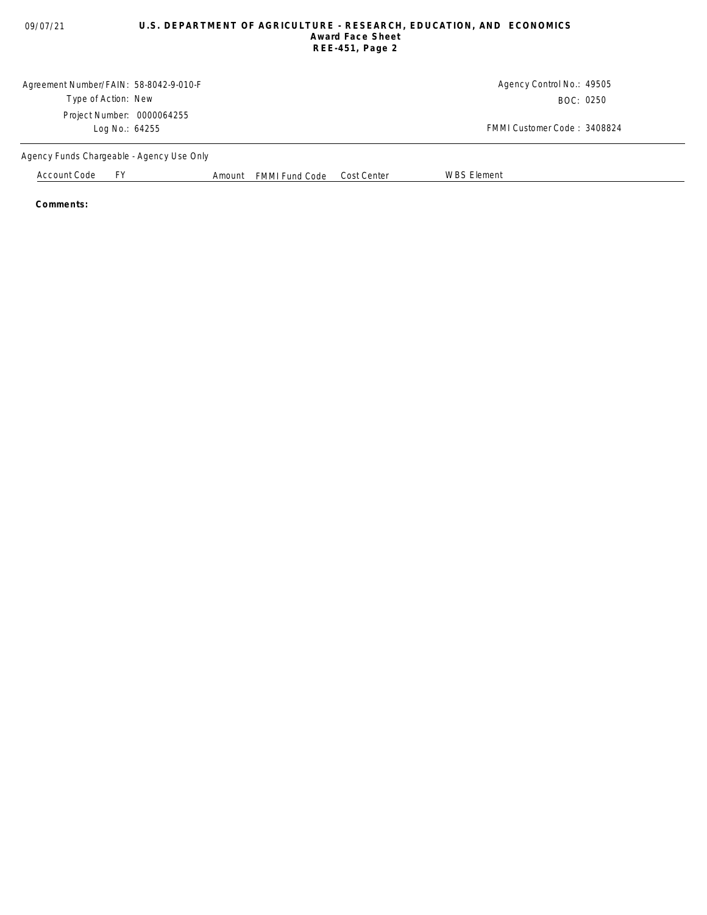09/07/21

# U.S. DEPARTMENT OF AGRICULTURE - RESEARCH, EDUCATION, AND ECONOMICS

**Award Face Sheet**
**REE-451, Page 2**

Agreement Number/FAIN: 58-8042-9-010-F
Type of Action: New
Project Number: 0000064255
Log No.: 64255

Agency Control No.: 49505
BOC: 0250
FMMI Customer Code : 3408824

Agency Funds Chargeable - Agency Use Only

| Account Code | FY | Amount | FMMI Fund Code | Cost Center | WBS Element |
|---|---|---|---|---|---|

**Comments:**